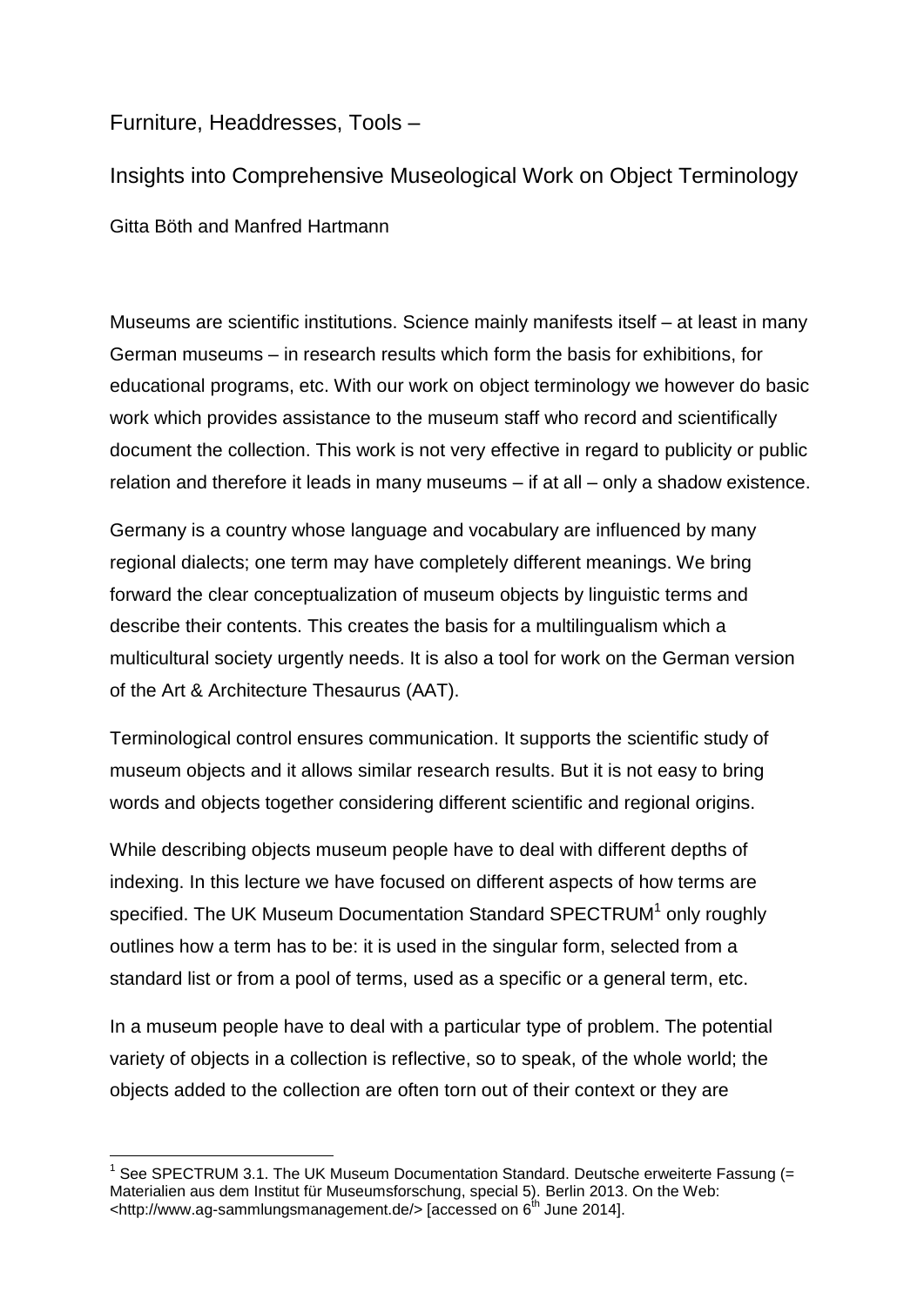# Furniture, Headdresses, Tools –

# Insights into Comprehensive Museological Work on Object Terminology

Gitta Böth and Manfred Hartmann

Museums are scientific institutions. Science mainly manifests itself – at least in many German museums – in research results which form the basis for exhibitions, for educational programs, etc. With our work on object terminology we however do basic work which provides assistance to the museum staff who record and scientifically document the collection. This work is not very effective in regard to publicity or public relation and therefore it leads in many museums – if at all – only a shadow existence.

Germany is a country whose language and vocabulary are influenced by many regional dialects; one term may have completely different meanings. We bring forward the clear conceptualization of museum objects by linguistic terms and describe their contents. This creates the basis for a multilingualism which a multicultural society urgently needs. It is also a tool for work on the German version of the Art & Architecture Thesaurus (AAT).

Terminological control ensures communication. It supports the scientific study of museum objects and it allows similar research results. But it is not easy to bring words and objects together considering different scientific and regional origins.

While describing objects museum people have to deal with different depths of indexing. In this lecture we have focused on different aspects of how terms are specified. The UK Museum Documentation Standard SPECTRUM[1] only roughly outlines how a term has to be: it is used in the singular form, selected from a standard list or from a pool of terms, used as a specific or a general term, etc.

In a museum people have to deal with a particular type of problem. The potential variety of objects in a collection is reflective, so to speak, of the whole world; the objects added to the collection are often torn out of their context or they are

[1] See SPECTRUM 3.1. The UK Museum Documentation Standard. Deutsche erweiterte Fassung (= Materialien aus dem Institut für Museumsforschung, special 5). Berlin 2013. On the Web: <http://www.ag-sammlungsmanagement.de/> [accessed on 6th June 2014].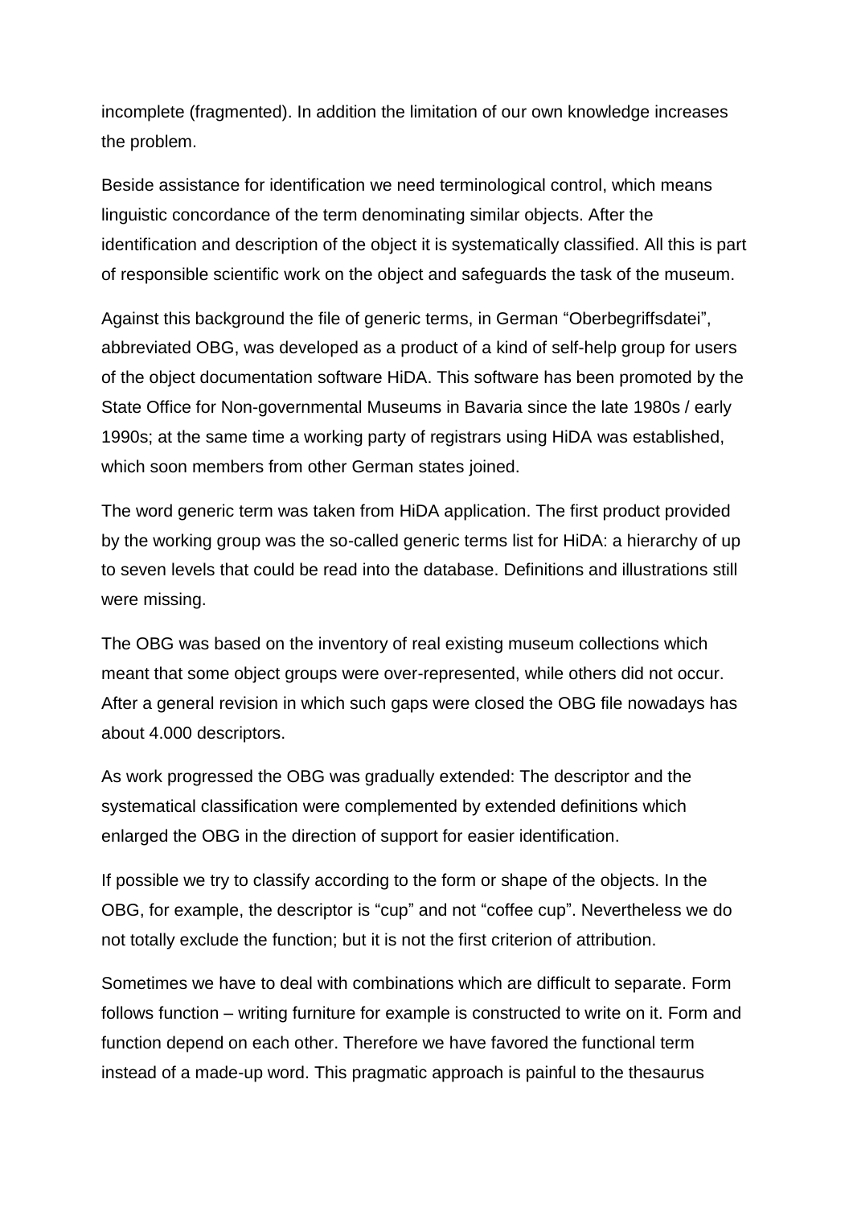incomplete (fragmented). In addition the limitation of our own knowledge increases the problem.

Beside assistance for identification we need terminological control, which means linguistic concordance of the term denominating similar objects. After the identification and description of the object it is systematically classified. All this is part of responsible scientific work on the object and safeguards the task of the museum.

Against this background the file of generic terms, in German "Oberbegriffsdatei", abbreviated OBG, was developed as a product of a kind of self-help group for users of the object documentation software HiDA. This software has been promoted by the State Office for Non-governmental Museums in Bavaria since the late 1980s / early 1990s; at the same time a working party of registrars using HiDA was established, which soon members from other German states joined.

The word generic term was taken from HiDA application. The first product provided by the working group was the so-called generic terms list for HiDA: a hierarchy of up to seven levels that could be read into the database. Definitions and illustrations still were missing.

The OBG was based on the inventory of real existing museum collections which meant that some object groups were over-represented, while others did not occur. After a general revision in which such gaps were closed the OBG file nowadays has about 4.000 descriptors.

As work progressed the OBG was gradually extended: The descriptor and the systematical classification were complemented by extended definitions which enlarged the OBG in the direction of support for easier identification.

If possible we try to classify according to the form or shape of the objects. In the OBG, for example, the descriptor is "cup" and not "coffee cup". Nevertheless we do not totally exclude the function; but it is not the first criterion of attribution.

Sometimes we have to deal with combinations which are difficult to separate. Form follows function – writing furniture for example is constructed to write on it. Form and function depend on each other. Therefore we have favored the functional term instead of a made-up word. This pragmatic approach is painful to the thesaurus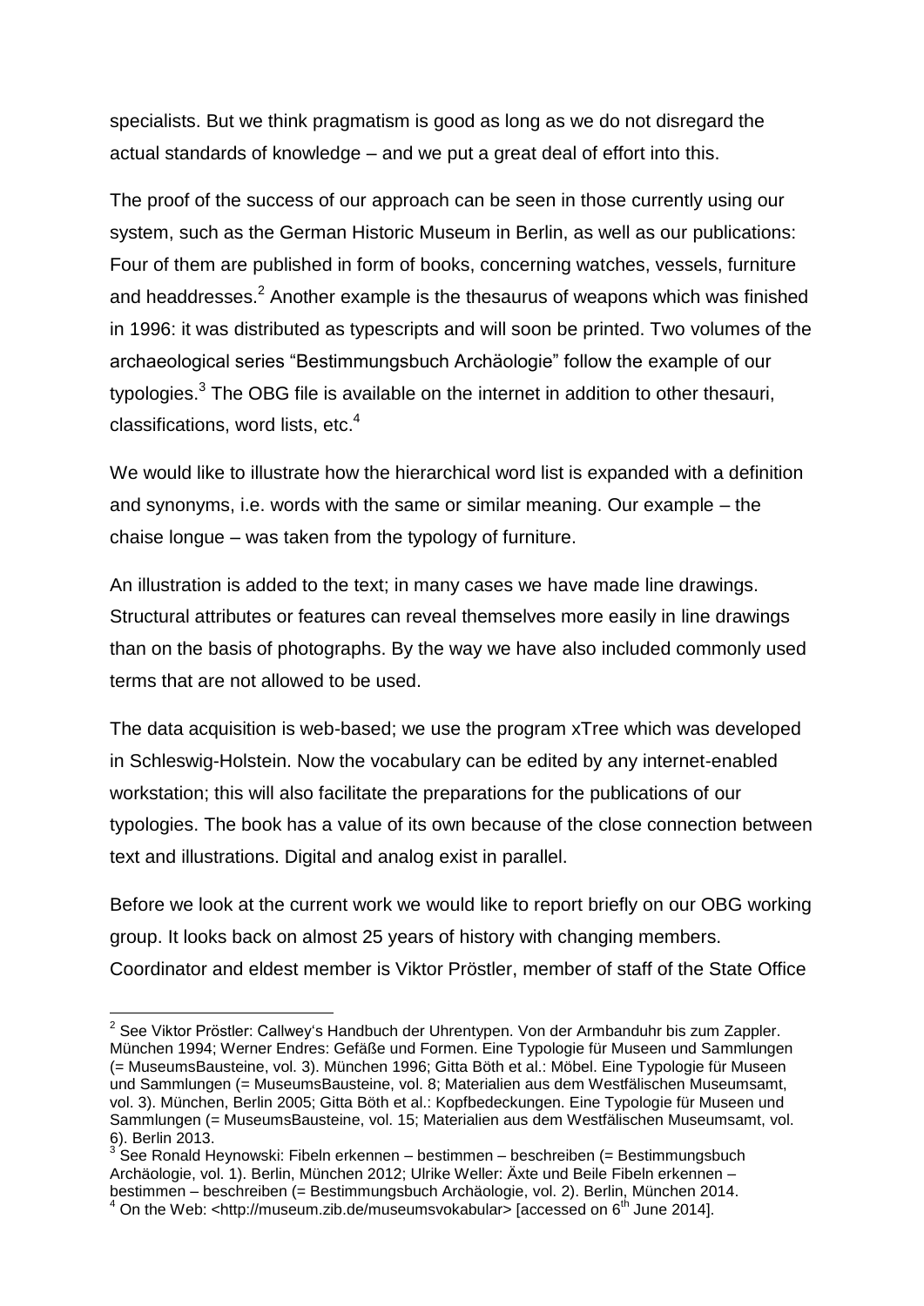specialists. But we think pragmatism is good as long as we do not disregard the actual standards of knowledge – and we put a great deal of effort into this.

The proof of the success of our approach can be seen in those currently using our system, such as the German Historic Museum in Berlin, as well as our publications: Four of them are published in form of books, concerning watches, vessels, furniture and headdresses.[2] Another example is the thesaurus of weapons which was finished in 1996: it was distributed as typescripts and will soon be printed. Two volumes of the archaeological series "Bestimmungsbuch Archäologie" follow the example of our typologies.[3] The OBG file is available on the internet in addition to other thesauri, classifications, word lists, etc.[4]

We would like to illustrate how the hierarchical word list is expanded with a definition and synonyms, i.e. words with the same or similar meaning. Our example – the chaise longue – was taken from the typology of furniture.

An illustration is added to the text; in many cases we have made line drawings. Structural attributes or features can reveal themselves more easily in line drawings than on the basis of photographs. By the way we have also included commonly used terms that are not allowed to be used.

The data acquisition is web-based; we use the program xTree which was developed in Schleswig-Holstein. Now the vocabulary can be edited by any internet-enabled workstation; this will also facilitate the preparations for the publications of our typologies. The book has a value of its own because of the close connection between text and illustrations. Digital and analog exist in parallel.

Before we look at the current work we would like to report briefly on our OBG working group. It looks back on almost 25 years of history with changing members. Coordinator and eldest member is Viktor Pröstler, member of staff of the State Office

---

[2] See Viktor Pröstler: Callwey's Handbuch der Uhrentypen. Von der Armbanduhr bis zum Zappler. München 1994; Werner Endres: Gefäße und Formen. Eine Typologie für Museen und Sammlungen (= MuseumsBausteine, vol. 3). München 1996; Gitta Böth et al.: Möbel. Eine Typologie für Museen und Sammlungen (= MuseumsBausteine, vol. 8; Materialien aus dem Westfälischen Museumsamt, vol. 3). München, Berlin 2005; Gitta Böth et al.: Kopfbedeckungen. Eine Typologie für Museen und Sammlungen (= MuseumsBausteine, vol. 15; Materialien aus dem Westfälischen Museumsamt, vol. 6). Berlin 2013.

[3] See Ronald Heynowski: Fibeln erkennen – bestimmen – beschreiben (= Bestimmungsbuch Archäologie, vol. 1). Berlin, München 2012; Ulrike Weller: Äxte und Beile Fibeln erkennen – bestimmen – beschreiben (= Bestimmungsbuch Archäologie, vol. 2). Berlin, München 2014.

[4] On the Web: <http://museum.zib.de/museumsvokabular> [accessed on 6th June 2014].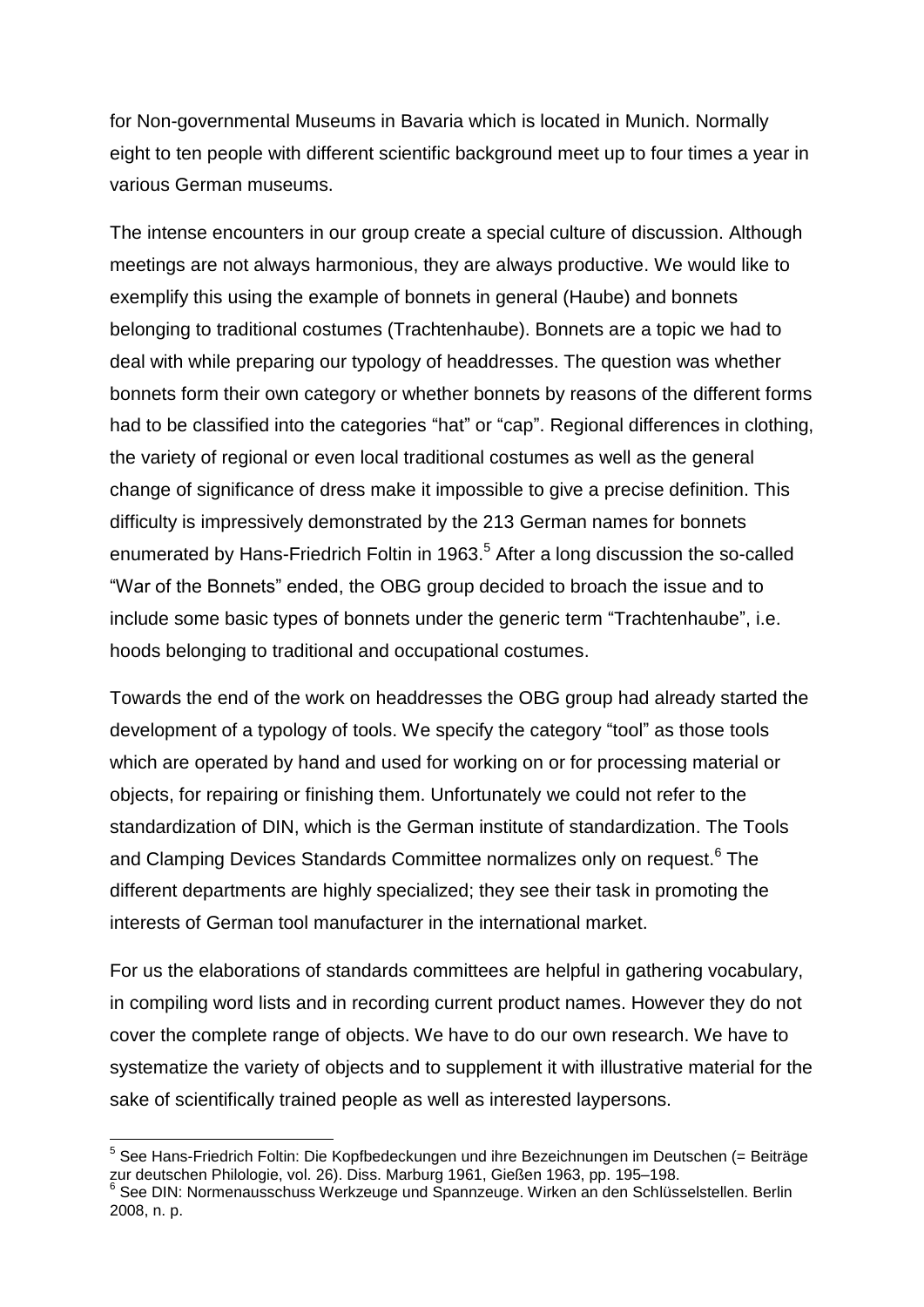for Non-governmental Museums in Bavaria which is located in Munich. Normally eight to ten people with different scientific background meet up to four times a year in various German museums.

The intense encounters in our group create a special culture of discussion. Although meetings are not always harmonious, they are always productive. We would like to exemplify this using the example of bonnets in general (Haube) and bonnets belonging to traditional costumes (Trachtenhaube). Bonnets are a topic we had to deal with while preparing our typology of headdresses. The question was whether bonnets form their own category or whether bonnets by reasons of the different forms had to be classified into the categories "hat" or "cap". Regional differences in clothing, the variety of regional or even local traditional costumes as well as the general change of significance of dress make it impossible to give a precise definition. This difficulty is impressively demonstrated by the 213 German names for bonnets enumerated by Hans-Friedrich Foltin in 1963.[5] After a long discussion the so-called "War of the Bonnets" ended, the OBG group decided to broach the issue and to include some basic types of bonnets under the generic term "Trachtenhaube", i.e. hoods belonging to traditional and occupational costumes.

Towards the end of the work on headdresses the OBG group had already started the development of a typology of tools. We specify the category "tool" as those tools which are operated by hand and used for working on or for processing material or objects, for repairing or finishing them. Unfortunately we could not refer to the standardization of DIN, which is the German institute of standardization. The Tools and Clamping Devices Standards Committee normalizes only on request.[6] The different departments are highly specialized; they see their task in promoting the interests of German tool manufacturer in the international market.

For us the elaborations of standards committees are helpful in gathering vocabulary, in compiling word lists and in recording current product names. However they do not cover the complete range of objects. We have to do our own research. We have to systematize the variety of objects and to supplement it with illustrative material for the sake of scientifically trained people as well as interested laypersons.

---

[5] See Hans-Friedrich Foltin: Die Kopfbedeckungen und ihre Bezeichnungen im Deutschen (= Beiträge zur deutschen Philologie, vol. 26). Diss. Marburg 1961, Gießen 1963, pp. 195–198.

[6] See DIN: Normenausschuss Werkzeuge und Spannzeuge. Wirken an den Schlüsselstellen. Berlin 2008, n. p.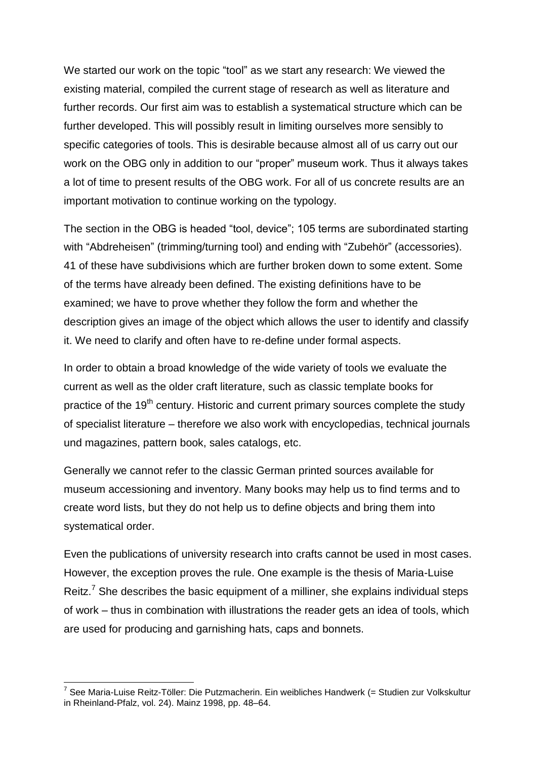We started our work on the topic “tool” as we start any research: We viewed the existing material, compiled the current stage of research as well as literature and further records. Our first aim was to establish a systematical structure which can be further developed. This will possibly result in limiting ourselves more sensibly to specific categories of tools. This is desirable because almost all of us carry out our work on the OBG only in addition to our “proper” museum work. Thus it always takes a lot of time to present results of the OBG work. For all of us concrete results are an important motivation to continue working on the typology.

The section in the OBG is headed “tool, device”; 105 terms are subordinated starting with “Abdreheisen” (trimming/turning tool) and ending with “Zubehör” (accessories). 41 of these have subdivisions which are further broken down to some extent. Some of the terms have already been defined. The existing definitions have to be examined; we have to prove whether they follow the form and whether the description gives an image of the object which allows the user to identify and classify it. We need to clarify and often have to re-define under formal aspects.

In order to obtain a broad knowledge of the wide variety of tools we evaluate the current as well as the older craft literature, such as classic template books for practice of the 19th century. Historic and current primary sources complete the study of specialist literature – therefore we also work with encyclopedias, technical journals und magazines, pattern book, sales catalogs, etc.

Generally we cannot refer to the classic German printed sources available for museum accessioning and inventory. Many books may help us to find terms and to create word lists, but they do not help us to define objects and bring them into systematical order.

Even the publications of university research into crafts cannot be used in most cases. However, the exception proves the rule. One example is the thesis of Maria-Luise Reitz.[7] She describes the basic equipment of a milliner, she explains individual steps of work – thus in combination with illustrations the reader gets an idea of tools, which are used for producing and garnishing hats, caps and bonnets.

---

[7] See Maria-Luise Reitz-Töller: Die Putzmacherin. Ein weibliches Handwerk (= Studien zur Volkskultur in Rheinland-Pfalz, vol. 24). Mainz 1998, pp. 48–64.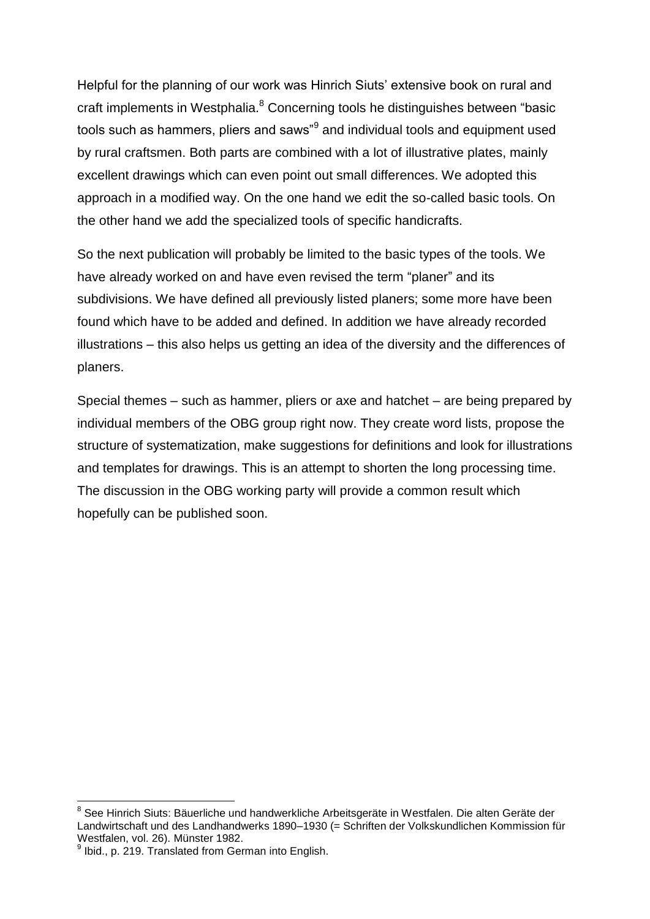Helpful for the planning of our work was Hinrich Siuts' extensive book on rural and craft implements in Westphalia.[8] Concerning tools he distinguishes between "basic tools such as hammers, pliers and saws"[9] and individual tools and equipment used by rural craftsmen. Both parts are combined with a lot of illustrative plates, mainly excellent drawings which can even point out small differences. We adopted this approach in a modified way. On the one hand we edit the so-called basic tools. On the other hand we add the specialized tools of specific handicrafts.

So the next publication will probably be limited to the basic types of the tools. We have already worked on and have even revised the term "planer" and its subdivisions. We have defined all previously listed planers; some more have been found which have to be added and defined. In addition we have already recorded illustrations – this also helps us getting an idea of the diversity and the differences of planers.

Special themes – such as hammer, pliers or axe and hatchet – are being prepared by individual members of the OBG group right now. They create word lists, propose the structure of systematization, make suggestions for definitions and look for illustrations and templates for drawings. This is an attempt to shorten the long processing time. The discussion in the OBG working party will provide a common result which hopefully can be published soon.

---

[8] See Hinrich Siuts: Bäuerliche und handwerkliche Arbeitsgeräte in Westfalen. Die alten Geräte der Landwirtschaft und des Landhandwerks 1890–1930 (= Schriften der Volkskundlichen Kommission für Westfalen, vol. 26). Münster 1982.

[9] Ibid., p. 219. Translated from German into English.